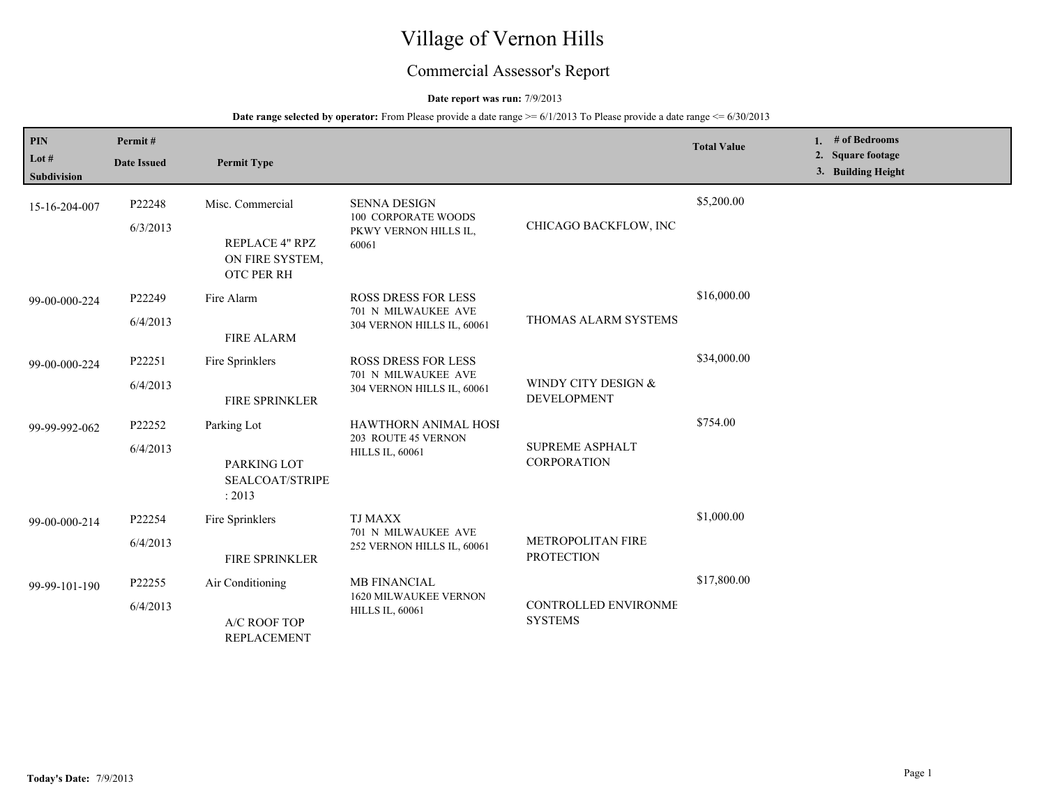# Village of Vernon Hills

## Commercial Assessor's Report

**Date report was run:** 7/9/2013

**Date range selected by operator:** From Please provide a date range >= 6/1/2013 To Please provide a date range <= 6/30/2013

| PIN<br>Lot #<br>Subdivision | Permit #<br>Date Issued | Permit Type | | | Total Value | 1. # of Bedrooms<br>2. Square footage<br>3. Building Height |
|---|---|---|---|---|---|---|
| 15-16-204-007 | P22248<br>6/3/2013 | Misc. Commercial<br><br>REPLACE 4" RPZ ON FIRE SYSTEM, OTC PER RH | SENNA DESIGN<br>100 CORPORATE WOODS PKWY VERNON HILLS IL, 60061 | CHICAGO BACKFLOW, INC | $5,200.00 | |
| 99-00-000-224 | P22249<br>6/4/2013 | Fire Alarm<br><br>FIRE ALARM | ROSS DRESS FOR LESS<br>701 N MILWAUKEE AVE 304 VERNON HILLS IL, 60061 | THOMAS ALARM SYSTEMS | $16,000.00 | |
| 99-00-000-224 | P22251<br>6/4/2013 | Fire Sprinklers<br><br>FIRE SPRINKLER | ROSS DRESS FOR LESS<br>701 N MILWAUKEE AVE 304 VERNON HILLS IL, 60061 | WINDY CITY DESIGN & DEVELOPMENT | $34,000.00 | |
| 99-99-992-062 | P22252<br>6/4/2013 | Parking Lot<br><br>PARKING LOT SEALCOAT/STRIPE : 2013 | HAWTHORN ANIMAL HOSI<br>203 ROUTE 45 VERNON HILLS IL, 60061 | SUPREME ASPHALT CORPORATION | $754.00 | |
| 99-00-000-214 | P22254<br>6/4/2013 | Fire Sprinklers<br><br>FIRE SPRINKLER | TJ MAXX<br>701 N MILWAUKEE AVE 252 VERNON HILLS IL, 60061 | METROPOLITAN FIRE PROTECTION | $1,000.00 | |
| 99-99-101-190 | P22255<br>6/4/2013 | Air Conditioning<br><br>A/C ROOF TOP REPLACEMENT | MB FINANCIAL<br>1620 MILWAUKEE VERNON HILLS IL, 60061 | CONTROLLED ENVIRONME SYSTEMS | $17,800.00 | |

**Today's Date:** 7/9/2013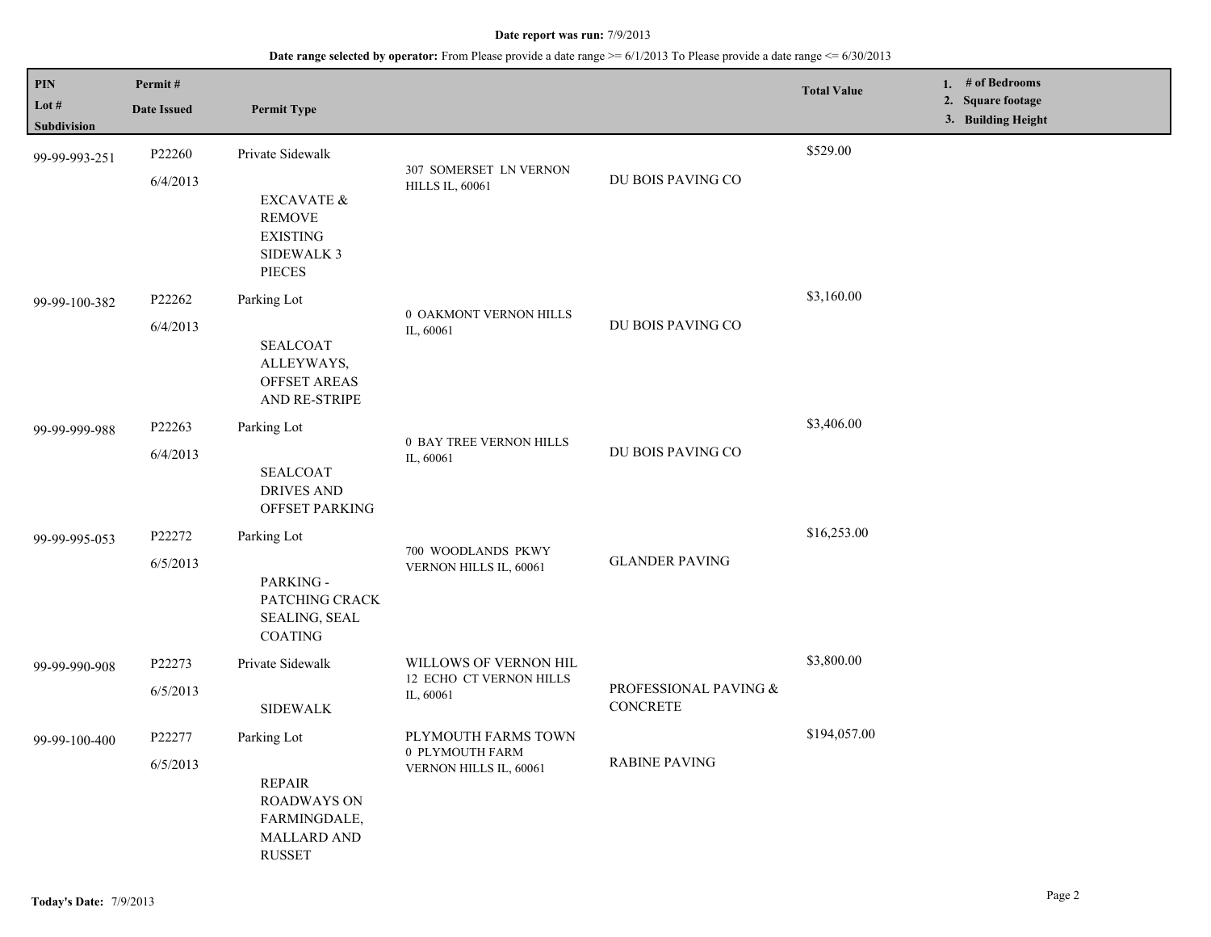**Date report was run:** 7/9/2013

**Date range selected by operator:** From Please provide a date range >= 6/1/2013 To Please provide a date range <= 6/30/2013

| PIN<br>Lot #<br>Subdivision | Permit #<br>Date Issued | Permit Type | | | Total Value | 1. # of Bedrooms<br>2. Square footage<br>3. Building Height |
|---|---|---|---|---|---|---|
| 99-99-993-251 | P22260<br>6/4/2013 | Private Sidewalk<br>EXCAVATE & REMOVE EXISTING SIDEWALK 3 PIECES | 307 SOMERSET LN VERNON HILLS IL, 60061 | DU BOIS PAVING CO | $529.00 | |
| 99-99-100-382 | P22262<br>6/4/2013 | Parking Lot<br>SEALCOAT ALLEYWAYS, OFFSET AREAS AND RE-STRIPE | 0 OAKMONT VERNON HILLS IL, 60061 | DU BOIS PAVING CO | $3,160.00 | |
| 99-99-999-988 | P22263<br>6/4/2013 | Parking Lot<br>SEALCOAT DRIVES AND OFFSET PARKING | 0 BAY TREE VERNON HILLS IL, 60061 | DU BOIS PAVING CO | $3,406.00 | |
| 99-99-995-053 | P22272<br>6/5/2013 | Parking Lot<br>PARKING - PATCHING CRACK SEALING, SEAL COATING | 700 WOODLANDS PKWY VERNON HILLS IL, 60061 | GLANDER PAVING | $16,253.00 | |
| 99-99-990-908 | P22273<br>6/5/2013 | Private Sidewalk<br>SIDEWALK | WILLOWS OF VERNON HIL<br>12 ECHO CT VERNON HILLS IL, 60061 | PROFESSIONAL PAVING & CONCRETE | $3,800.00 | |
| 99-99-100-400 | P22277<br>6/5/2013 | Parking Lot<br>REPAIR ROADWAYS ON FARMINGDALE, MALLARD AND RUSSET | PLYMOUTH FARMS TOWN<br>0 PLYMOUTH FARM VERNON HILLS IL, 60061 | RABINE PAVING | $194,057.00 | |

**Today's Date:** 7/9/2013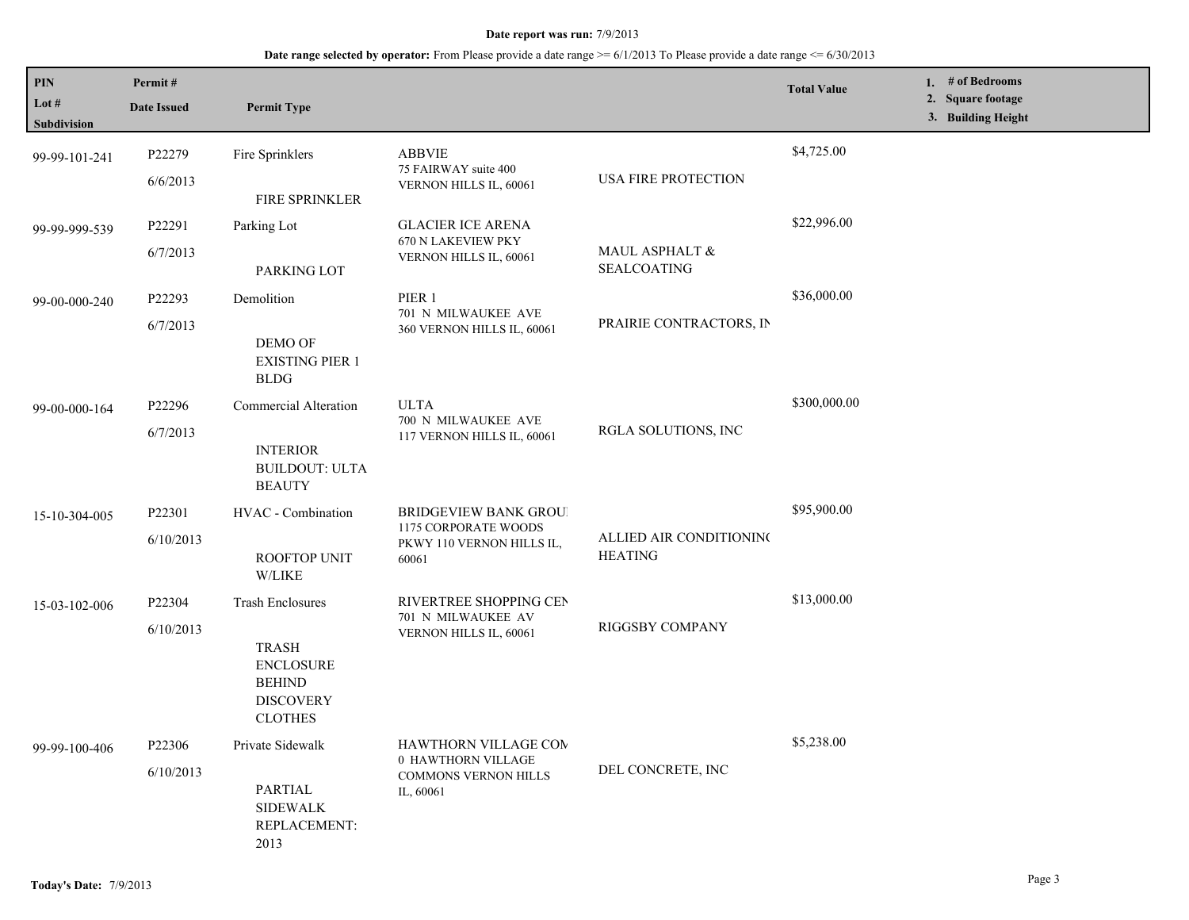**Date report was run:** 7/9/2013

**Date range selected by operator:** From Please provide a date range >= 6/1/2013 To Please provide a date range <= 6/30/2013

| PIN / Lot # / Subdivision | Permit # / Date Issued | Permit Type | | | Total Value | 1. # of Bedrooms 2. Square footage 3. Building Height |
|---|---|---|---|---|---|---|
| 99-99-101-241 | P22279 6/6/2013 | Fire Sprinklers FIRE SPRINKLER | ABBVIE 75 FAIRWAY suite 400 VERNON HILLS IL, 60061 | USA FIRE PROTECTION | $4,725.00 | |
| 99-99-999-539 | P22291 6/7/2013 | Parking Lot PARKING LOT | GLACIER ICE ARENA 670 N LAKEVIEW PKY VERNON HILLS IL, 60061 | MAUL ASPHALT & SEALCOATING | $22,996.00 | |
| 99-00-000-240 | P22293 6/7/2013 | Demolition DEMO OF EXISTING PIER 1 BLDG | PIER 1 701 N MILWAUKEE AVE 360 VERNON HILLS IL, 60061 | PRAIRIE CONTRACTORS, IN | $36,000.00 | |
| 99-00-000-164 | P22296 6/7/2013 | Commercial Alteration INTERIOR BUILDOUT: ULTA BEAUTY | ULTA 700 N MILWAUKEE AVE 117 VERNON HILLS IL, 60061 | RGLA SOLUTIONS, INC | $300,000.00 | |
| 15-10-304-005 | P22301 6/10/2013 | HVAC - Combination ROOFTOP UNIT W/LIKE | BRIDGEVIEW BANK GROUI 1175 CORPORATE WOODS PKWY 110 VERNON HILLS IL, 60061 | ALLIED AIR CONDITIONING HEATING | $95,900.00 | |
| 15-03-102-006 | P22304 6/10/2013 | Trash Enclosures TRASH ENCLOSURE BEHIND DISCOVERY CLOTHES | RIVERTREE SHOPPING CEN 701 N MILWAUKEE AV VERNON HILLS IL, 60061 | RIGGSBY COMPANY | $13,000.00 | |
| 99-99-100-406 | P22306 6/10/2013 | Private Sidewalk PARTIAL SIDEWALK REPLACEMENT: 2013 | HAWTHORN VILLAGE COM 0 HAWTHORN VILLAGE COMMONS VERNON HILLS IL, 60061 | DEL CONCRETE, INC | $5,238.00 | |

**Today's Date:** 7/9/2013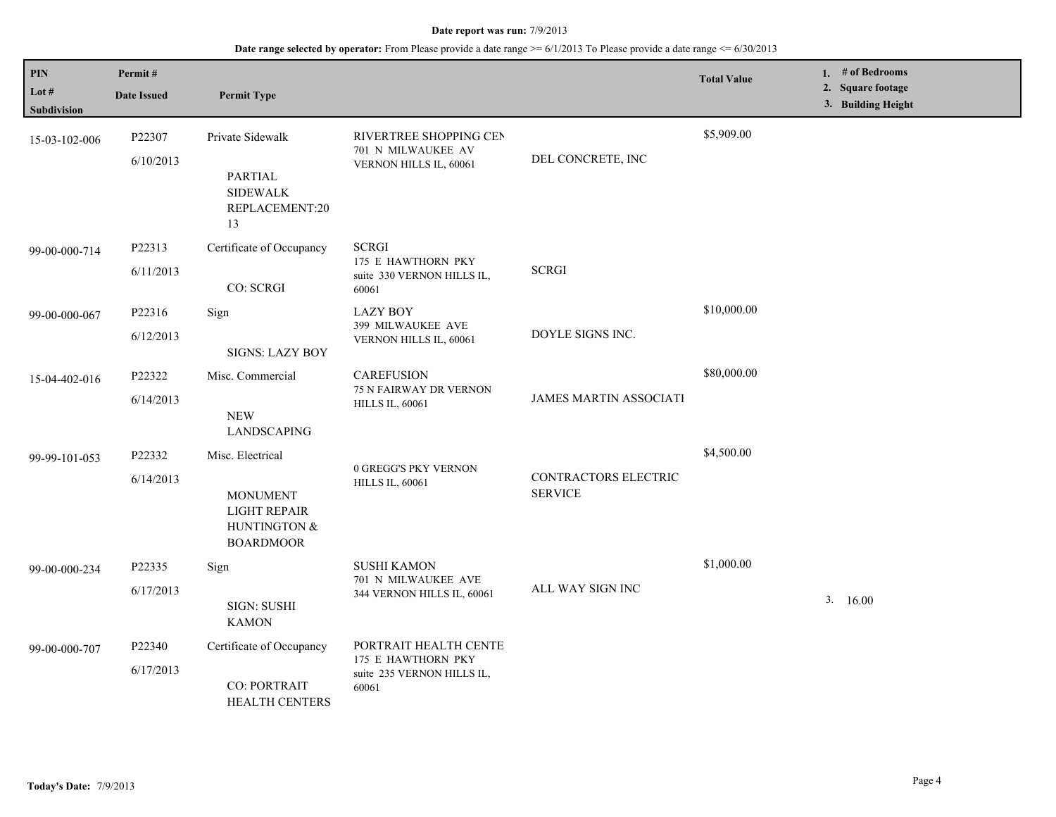**Date report was run:** 7/9/2013

**Date range selected by operator:** From Please provide a date range >= 6/1/2013 To Please provide a date range <= 6/30/2013

| PIN<br>Lot #<br>Subdivision | Permit #<br>Date Issued | Permit Type | | | Total Value | 1. # of Bedrooms<br>2. Square footage<br>3. Building Height |
|---|---|---|---|---|---|---|
| 15-03-102-006 | P22307<br>6/10/2013 | Private Sidewalk<br><br>PARTIAL SIDEWALK REPLACEMENT:2013 | RIVERTREE SHOPPING CEN<br>701 N MILWAUKEE AV<br>VERNON HILLS IL, 60061 | DEL CONCRETE, INC | $5,909.00 | |
| 99-00-000-714 | P22313<br>6/11/2013 | Certificate of Occupancy<br><br>CO: SCRGI | SCRGI<br>175 E HAWTHORN PKY<br>suite 330 VERNON HILLS IL, 60061 | SCRGI | | |
| 99-00-000-067 | P22316<br>6/12/2013 | Sign<br><br>SIGNS: LAZY BOY | LAZY BOY<br>399 MILWAUKEE AVE<br>VERNON HILLS IL, 60061 | DOYLE SIGNS INC. | $10,000.00 | |
| 15-04-402-016 | P22322<br>6/14/2013 | Misc. Commercial<br><br>NEW LANDSCAPING | CAREFUSION<br>75 N FAIRWAY DR VERNON HILLS IL, 60061 | JAMES MARTIN ASSOCIATI | $80,000.00 | |
| 99-99-101-053 | P22332<br>6/14/2013 | Misc. Electrical<br><br>MONUMENT LIGHT REPAIR HUNTINGTON & BOARDMOOR | 0 GREGG'S PKY VERNON HILLS IL, 60061 | CONTRACTORS ELECTRIC SERVICE | $4,500.00 | |
| 99-00-000-234 | P22335<br>6/17/2013 | Sign<br><br>SIGN: SUSHI KAMON | SUSHI KAMON<br>701 N MILWAUKEE AVE<br>344 VERNON HILLS IL, 60061 | ALL WAY SIGN INC | $1,000.00 | 3. 16.00 |
| 99-00-000-707 | P22340<br>6/17/2013 | Certificate of Occupancy<br><br>CO: PORTRAIT HEALTH CENTERS | PORTRAIT HEALTH CENTE<br>175 E HAWTHORN PKY<br>suite 235 VERNON HILLS IL, 60061 | | | |

**Today's Date:** 7/9/2013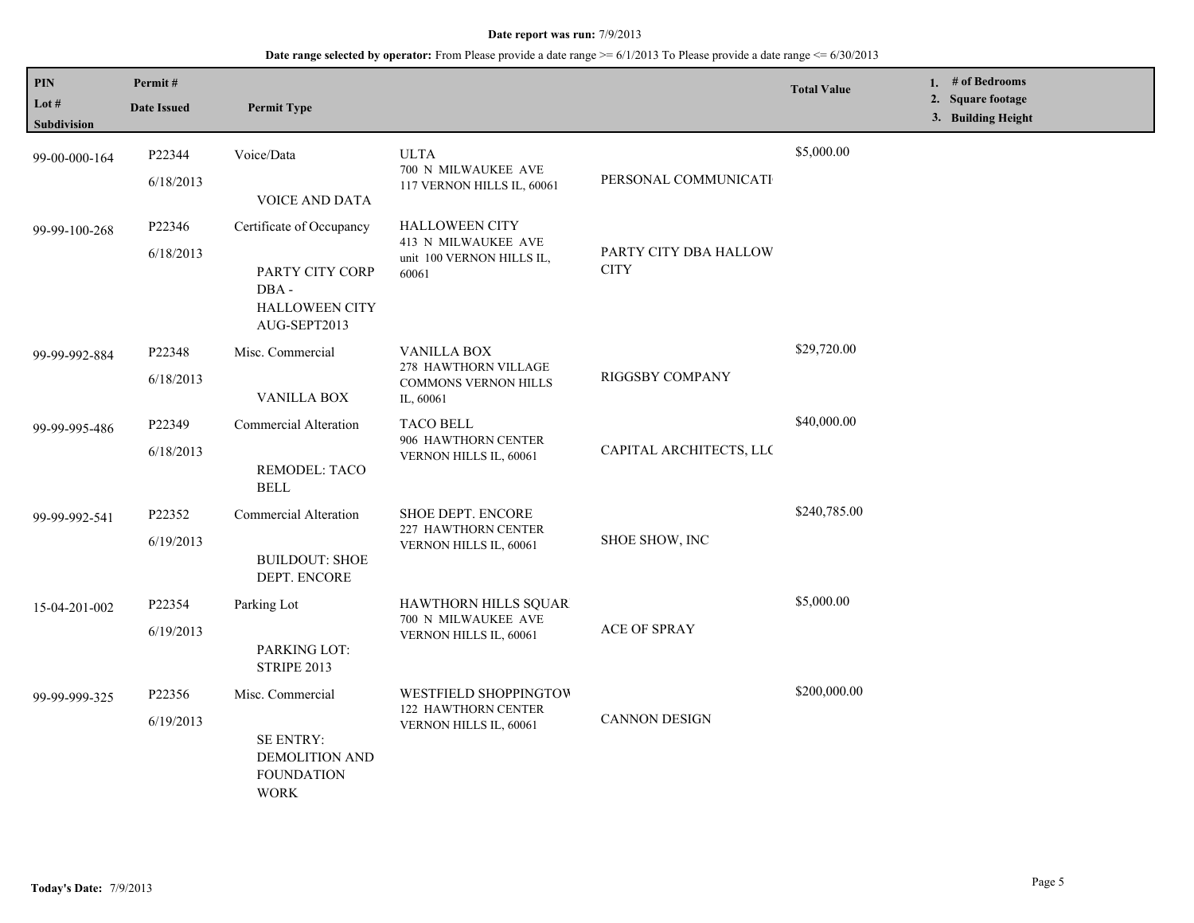**Date report was run:** 7/9/2013

**Date range selected by operator:** From Please provide a date range >= 6/1/2013 To Please provide a date range <= 6/30/2013

| PIN / Lot # / Subdivision | Permit # / Date Issued | Permit Type | | | Total Value | 1. # of Bedrooms 2. Square footage 3. Building Height |
|---|---|---|---|---|---|---|
| 99-00-000-164 | P22344 6/18/2013 | Voice/Data VOICE AND DATA | ULTA 700 N MILWAUKEE AVE 117 VERNON HILLS IL, 60061 | PERSONAL COMMUNICATI | $5,000.00 | |
| 99-99-100-268 | P22346 6/18/2013 | Certificate of Occupancy PARTY CITY CORP DBA - HALLOWEEN CITY AUG-SEPT2013 | HALLOWEEN CITY 413 N MILWAUKEE AVE unit 100 VERNON HILLS IL, 60061 | PARTY CITY DBA HALLOW CITY | | |
| 99-99-992-884 | P22348 6/18/2013 | Misc. Commercial VANILLA BOX | VANILLA BOX 278 HAWTHORN VILLAGE COMMONS VERNON HILLS IL, 60061 | RIGGSBY COMPANY | $29,720.00 | |
| 99-99-995-486 | P22349 6/18/2013 | Commercial Alteration REMODEL: TACO BELL | TACO BELL 906 HAWTHORN CENTER VERNON HILLS IL, 60061 | CAPITAL ARCHITECTS, LLC | $40,000.00 | |
| 99-99-992-541 | P22352 6/19/2013 | Commercial Alteration BUILDOUT: SHOE DEPT. ENCORE | SHOE DEPT. ENCORE 227 HAWTHORN CENTER VERNON HILLS IL, 60061 | SHOE SHOW, INC | $240,785.00 | |
| 15-04-201-002 | P22354 6/19/2013 | Parking Lot PARKING LOT: STRIPE 2013 | HAWTHORN HILLS SQUAR 700 N MILWAUKEE AVE VERNON HILLS IL, 60061 | ACE OF SPRAY | $5,000.00 | |
| 99-99-999-325 | P22356 6/19/2013 | Misc. Commercial SE ENTRY: DEMOLITION AND FOUNDATION WORK | WESTFIELD SHOPPINGTOW 122 HAWTHORN CENTER VERNON HILLS IL, 60061 | CANNON DESIGN | $200,000.00 | |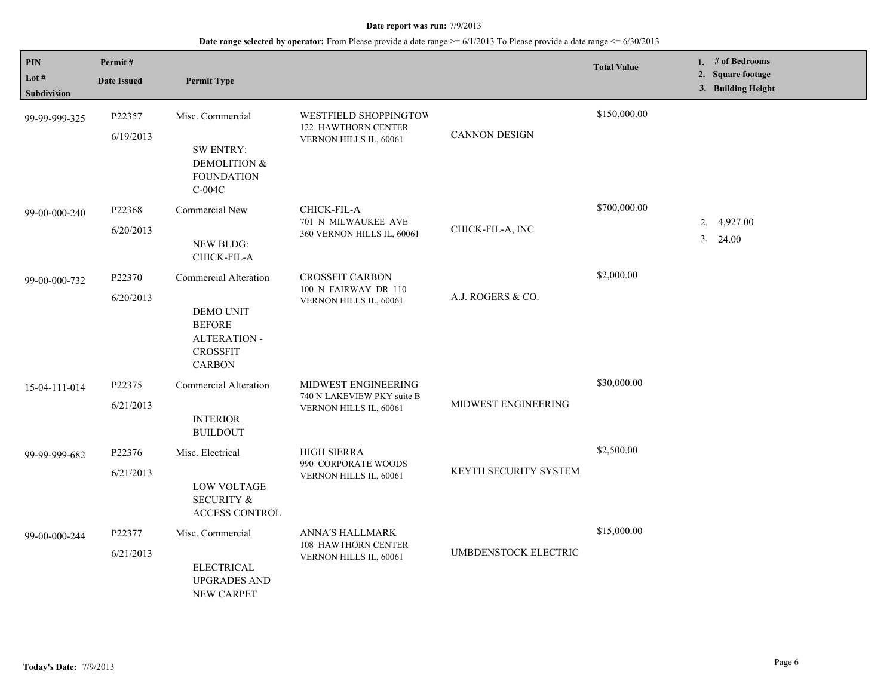**Date report was run:** 7/9/2013

**Date range selected by operator:** From Please provide a date range >= 6/1/2013 To Please provide a date range <= 6/30/2013

| PIN<br>Lot #<br>Subdivision | Permit #<br>Date Issued | Permit Type | | | Total Value | 1. # of Bedrooms<br>2. Square footage<br>3. Building Height |
|---|---|---|---|---|---|---|
| 99-99-999-325 | P22357<br>6/19/2013 | Misc. Commercial<br>SW ENTRY: DEMOLITION & FOUNDATION C-004C | WESTFIELD SHOPPINGTOW<br>122 HAWTHORN CENTER<br>VERNON HILLS IL, 60061 | CANNON DESIGN | $150,000.00 | |
| 99-00-000-240 | P22368<br>6/20/2013 | Commercial New<br>NEW BLDG: CHICK-FIL-A | CHICK-FIL-A<br>701 N MILWAUKEE AVE<br>360 VERNON HILLS IL, 60061 | CHICK-FIL-A, INC | $700,000.00 | 2. 4,927.00<br>3. 24.00 |
| 99-00-000-732 | P22370<br>6/20/2013 | Commercial Alteration<br>DEMO UNIT BEFORE ALTERATION - CROSSFIT CARBON | CROSSFIT CARBON<br>100 N FAIRWAY DR 110<br>VERNON HILLS IL, 60061 | A.J. ROGERS & CO. | $2,000.00 | |
| 15-04-111-014 | P22375<br>6/21/2013 | Commercial Alteration<br>INTERIOR BUILDOUT | MIDWEST ENGINEERING<br>740 N LAKEVIEW PKY suite B<br>VERNON HILLS IL, 60061 | MIDWEST ENGINEERING | $30,000.00 | |
| 99-99-999-682 | P22376<br>6/21/2013 | Misc. Electrical<br>LOW VOLTAGE SECURITY & ACCESS CONTROL | HIGH SIERRA<br>990 CORPORATE WOODS<br>VERNON HILLS IL, 60061 | KEYTH SECURITY SYSTEM | $2,500.00 | |
| 99-00-000-244 | P22377<br>6/21/2013 | Misc. Commercial<br>ELECTRICAL UPGRADES AND NEW CARPET | ANNA'S HALLMARK<br>108 HAWTHORN CENTER<br>VERNON HILLS IL, 60061 | UMBDENSTOCK ELECTRIC | $15,000.00 | |

**Today's Date:** 7/9/2013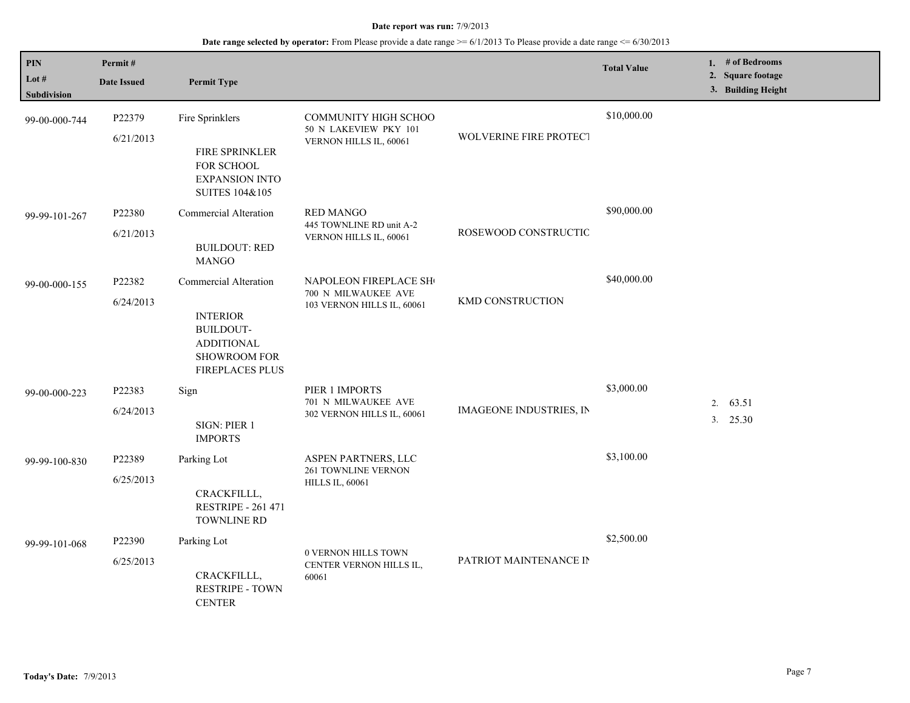**Date report was run:** 7/9/2013

**Date range selected by operator:** From Please provide a date range >= 6/1/2013 To Please provide a date range <= 6/30/2013

| PIN<br>Lot #<br>Subdivision | Permit #<br>Date Issued | Permit Type | | | Total Value | 1. # of Bedrooms<br>2. Square footage<br>3. Building Height |
|---|---|---|---|---|---|---|
| 99-00-000-744 | P22379<br>6/21/2013 | Fire Sprinklers<br>FIRE SPRINKLER FOR SCHOOL EXPANSION INTO SUITES 104&105 | COMMUNITY HIGH SCHOO<br>50 N LAKEVIEW PKY 101<br>VERNON HILLS IL, 60061 | WOLVERINE FIRE PROTECT | $10,000.00 | |
| 99-99-101-267 | P22380<br>6/21/2013 | Commercial Alteration<br>BUILDOUT: RED MANGO | RED MANGO<br>445 TOWNLINE RD unit A-2<br>VERNON HILLS IL, 60061 | ROSEWOOD CONSTRUCTIC | $90,000.00 | |
| 99-00-000-155 | P22382<br>6/24/2013 | Commercial Alteration<br>INTERIOR BUILDOUT-ADDITIONAL SHOWROOM FOR FIREPLACES PLUS | NAPOLEON FIREPLACE SH<br>700 N MILWAUKEE AVE<br>103 VERNON HILLS IL, 60061 | KMD CONSTRUCTION | $40,000.00 | |
| 99-00-000-223 | P22383<br>6/24/2013 | Sign<br>SIGN: PIER 1 IMPORTS | PIER 1 IMPORTS<br>701 N MILWAUKEE AVE<br>302 VERNON HILLS IL, 60061 | IMAGEONE INDUSTRIES, IN | $3,000.00 | 2. 63.51<br>3. 25.30 |
| 99-99-100-830 | P22389<br>6/25/2013 | Parking Lot<br>CRACKFILLL, RESTRIPE - 261 471 TOWNLINE RD | ASPEN PARTNERS, LLC<br>261 TOWNLINE VERNON HILLS IL, 60061 | | $3,100.00 | |
| 99-99-101-068 | P22390<br>6/25/2013 | Parking Lot<br>CRACKFILLL, RESTRIPE - TOWN CENTER | 0 VERNON HILLS TOWN CENTER VERNON HILLS IL, 60061 | PATRIOT MAINTENANCE IN | $2,500.00 | |

**Today's Date:** 7/9/2013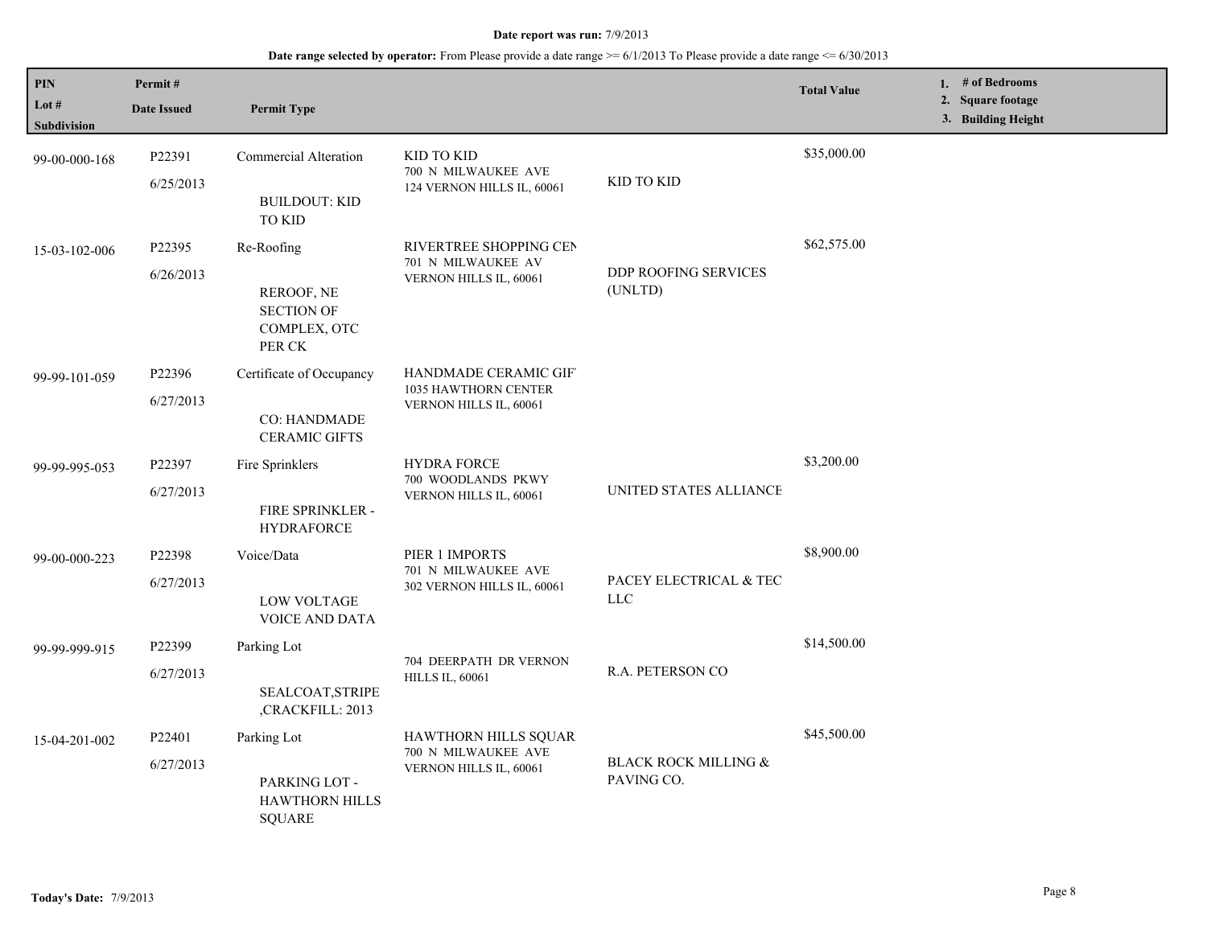**Date report was run:** 7/9/2013

**Date range selected by operator:** From Please provide a date range >= 6/1/2013 To Please provide a date range <= 6/30/2013

| PIN / Lot # / Subdivision | Permit # / Date Issued | Permit Type | | | Total Value | 1. # of Bedrooms 2. Square footage 3. Building Height |
|---|---|---|---|---|---|---|
| 99-00-000-168 | P22391 6/25/2013 | Commercial Alteration BUILDOUT: KID TO KID | KID TO KID 700 N MILWAUKEE AVE 124 VERNON HILLS IL, 60061 | KID TO KID | $35,000.00 | |
| 15-03-102-006 | P22395 6/26/2013 | Re-Roofing REROOF, NE SECTION OF COMPLEX, OTC PER CK | RIVERTREE SHOPPING CEN 701 N MILWAUKEE AV VERNON HILLS IL, 60061 | DDP ROOFING SERVICES (UNLTD) | $62,575.00 | |
| 99-99-101-059 | P22396 6/27/2013 | Certificate of Occupancy CO: HANDMADE CERAMIC GIFTS | HANDMADE CERAMIC GIF 1035 HAWTHORN CENTER VERNON HILLS IL, 60061 | | | |
| 99-99-995-053 | P22397 6/27/2013 | Fire Sprinklers FIRE SPRINKLER - HYDRAFORCE | HYDRA FORCE 700 WOODLANDS PKWY VERNON HILLS IL, 60061 | UNITED STATES ALLIANCE | $3,200.00 | |
| 99-00-000-223 | P22398 6/27/2013 | Voice/Data LOW VOLTAGE VOICE AND DATA | PIER 1 IMPORTS 701 N MILWAUKEE AVE 302 VERNON HILLS IL, 60061 | PACEY ELECTRICAL & TEC LLC | $8,900.00 | |
| 99-99-999-915 | P22399 6/27/2013 | Parking Lot SEALCOAT,STRIPE ,CRACKFILL: 2013 | 704 DEERPATH DR VERNON HILLS IL, 60061 | R.A. PETERSON CO | $14,500.00 | |
| 15-04-201-002 | P22401 6/27/2013 | Parking Lot PARKING LOT - HAWTHORN HILLS SQUARE | HAWTHORN HILLS SQUAR 700 N MILWAUKEE AVE VERNON HILLS IL, 60061 | BLACK ROCK MILLING & PAVING CO. | $45,500.00 | |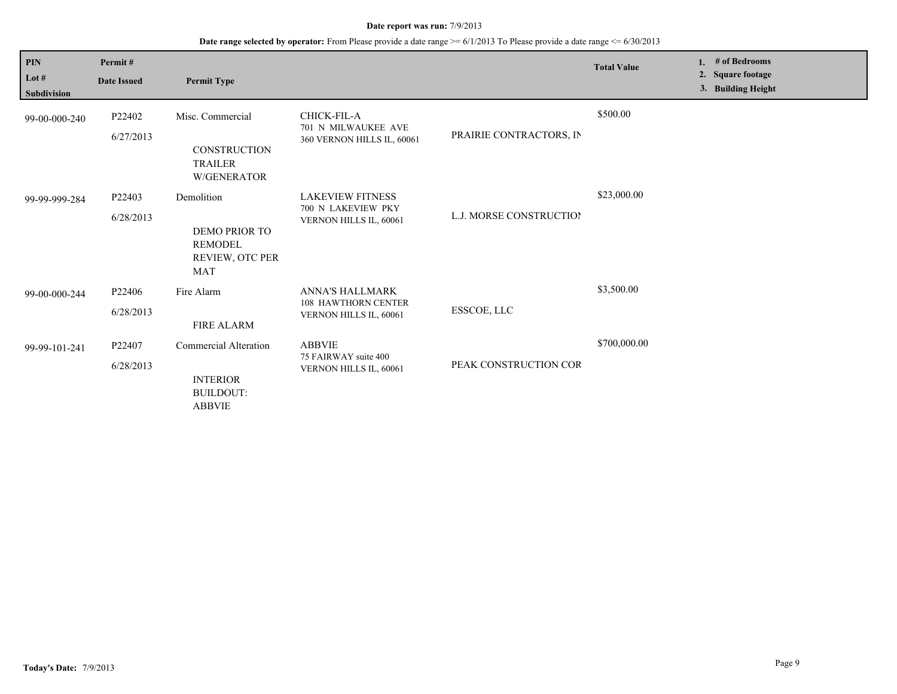**Date report was run:** 7/9/2013

**Date range selected by operator:** From Please provide a date range >= 6/1/2013 To Please provide a date range <= 6/30/2013

| PIN<br>Lot #<br>Subdivision | Permit #<br>Date Issued | Permit Type | | | Total Value | 1. # of Bedrooms<br>2. Square footage<br>3. Building Height |
|---|---|---|---|---|---|---|
| 99-00-000-240 | P22402<br>6/27/2013 | Misc. Commercial<br><br>CONSTRUCTION TRAILER W/GENERATOR | CHICK-FIL-A<br>701 N MILWAUKEE AVE<br>360 VERNON HILLS IL, 60061 | PRAIRIE CONTRACTORS, IN | $500.00 | |
| 99-99-999-284 | P22403<br>6/28/2013 | Demolition<br><br>DEMO PRIOR TO REMODEL REVIEW, OTC PER MAT | LAKEVIEW FITNESS<br>700 N LAKEVIEW PKY<br>VERNON HILLS IL, 60061 | L.J. MORSE CONSTRUCTION | $23,000.00 | |
| 99-00-000-244 | P22406<br>6/28/2013 | Fire Alarm<br><br>FIRE ALARM | ANNA'S HALLMARK<br>108 HAWTHORN CENTER<br>VERNON HILLS IL, 60061 | ESSCOE, LLC | $3,500.00 | |
| 99-99-101-241 | P22407<br>6/28/2013 | Commercial Alteration<br><br>INTERIOR BUILDOUT: ABBVIE | ABBVIE<br>75 FAIRWAY suite 400<br>VERNON HILLS IL, 60061 | PEAK CONSTRUCTION COR | $700,000.00 | |

**Today's Date:** 7/9/2013